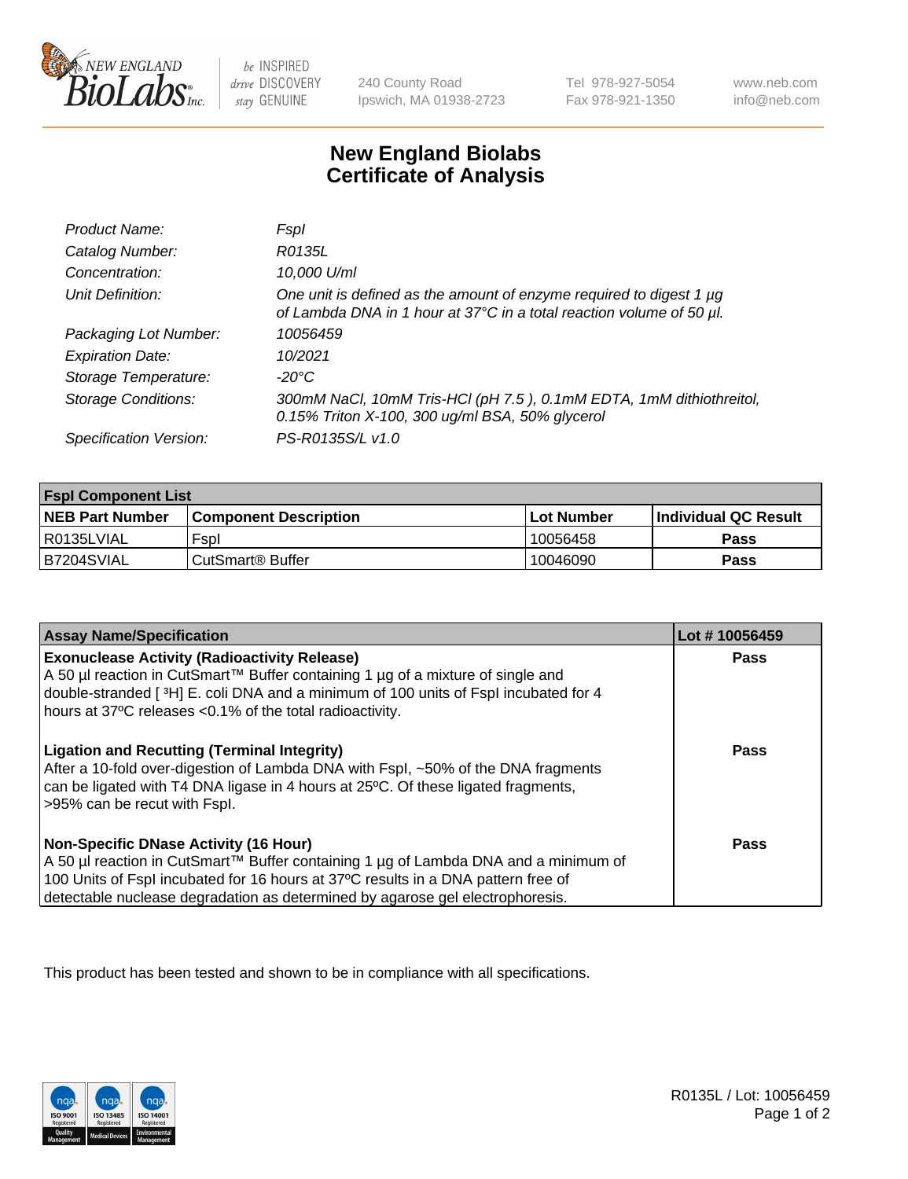# New England Biolabs Certificate of Analysis

| | |
|---|---|
| *Product Name:* | *FspI* |
| *Catalog Number:* | *R0135L* |
| *Concentration:* | *10,000 U/ml* |
| *Unit Definition:* | *One unit is defined as the amount of enzyme required to digest 1 µg of Lambda DNA in 1 hour at 37°C in a total reaction volume of 50 µl.* |
| *Packaging Lot Number:* | *10056459* |
| *Expiration Date:* | *10/2021* |
| *Storage Temperature:* | *-20°C* |
| *Storage Conditions:* | *300mM NaCl, 10mM Tris-HCl (pH 7.5 ), 0.1mM EDTA, 1mM dithiothreitol, 0.15% Triton X-100, 300 ug/ml BSA, 50% glycerol* |
| *Specification Version:* | *PS-R0135S/L v1.0* |

| FspI Component List | | | |
|---|---|---|---|
| **NEB Part Number** | **Component Description** | **Lot Number** | **Individual QC Result** |
| R0135LVIAL | FspI | 10056458 | **Pass** |
| B7204SVIAL | CutSmart® Buffer | 10046090 | **Pass** |

| Assay Name/Specification | Lot # 10056459 |
|---|---|
| **Exonuclease Activity (Radioactivity Release)**<br>A 50 µl reaction in CutSmart™ Buffer containing 1 µg of a mixture of single and double-stranded [ $^3$H] E. coli DNA and a minimum of 100 units of FspI incubated for 4 hours at 37ºC releases <0.1% of the total radioactivity. | **Pass** |
| **Ligation and Recutting (Terminal Integrity)**<br>After a 10-fold over-digestion of Lambda DNA with FspI, ~50% of the DNA fragments can be ligated with T4 DNA ligase in 4 hours at 25ºC. Of these ligated fragments, >95% can be recut with FspI. | **Pass** |
| **Non-Specific DNase Activity (16 Hour)**<br>A 50 µl reaction in CutSmart™ Buffer containing 1 µg of Lambda DNA and a minimum of 100 Units of FspI incubated for 16 hours at 37ºC results in a DNA pattern free of detectable nuclease degradation as determined by agarose gel electrophoresis. | **Pass** |

This product has been tested and shown to be in compliance with all specifications.

R0135L / Lot: 10056459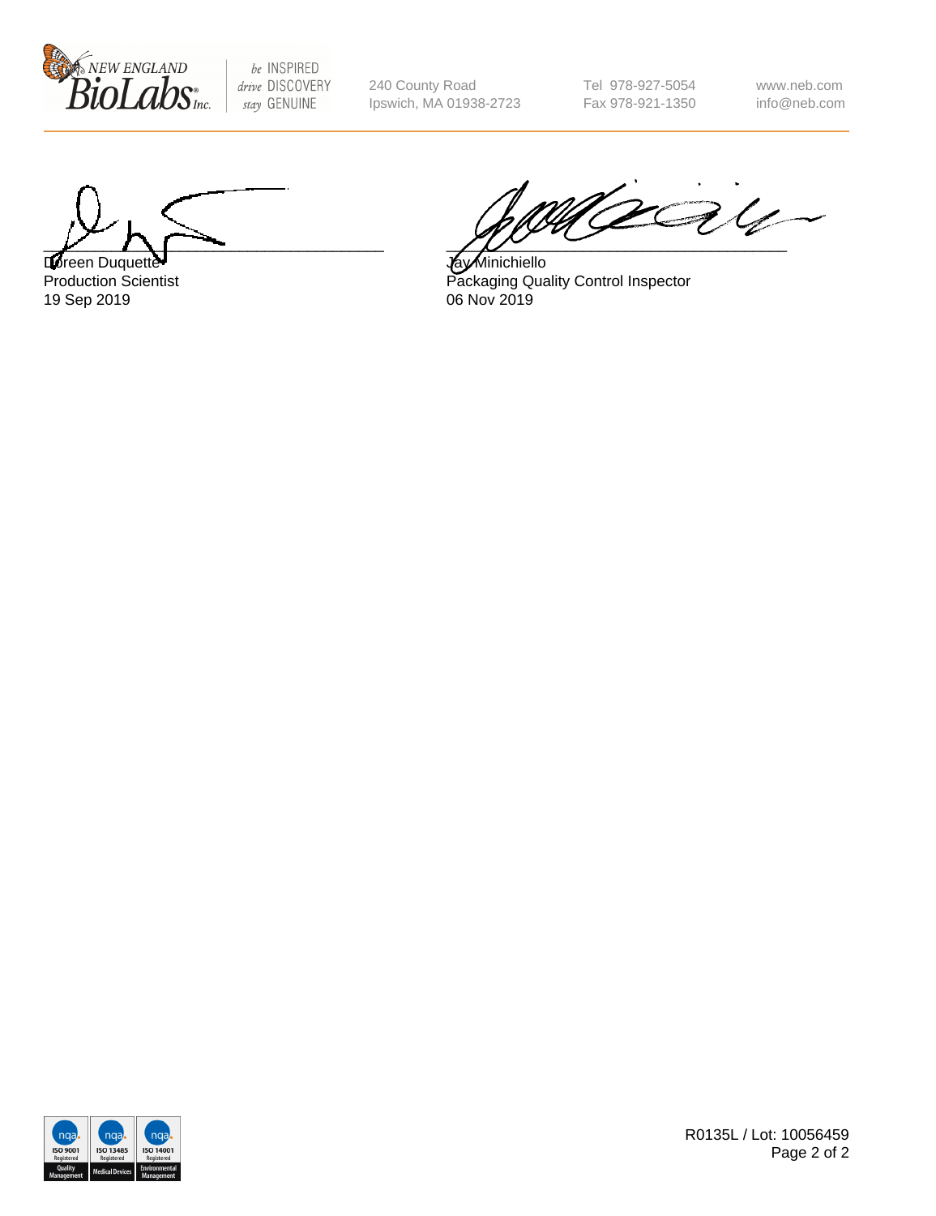NEW ENGLAND BioLabs Inc.

be INSPIRED
drive DISCOVERY
stay GENUINE

240 County Road
Ipswich, MA 01938-2723

Tel 978-927-5054
Fax 978-921-1350

www.neb.com
info@neb.com

Doreen Duquette
Production Scientist
19 Sep 2019

Jay Minichiello
Packaging Quality Control Inspector
06 Nov 2019

ISO 9001 Registered Quality Management | ISO 13485 Registered Medical Devices | ISO 14001 Registered Environmental Management

R0135L / Lot: 10056459